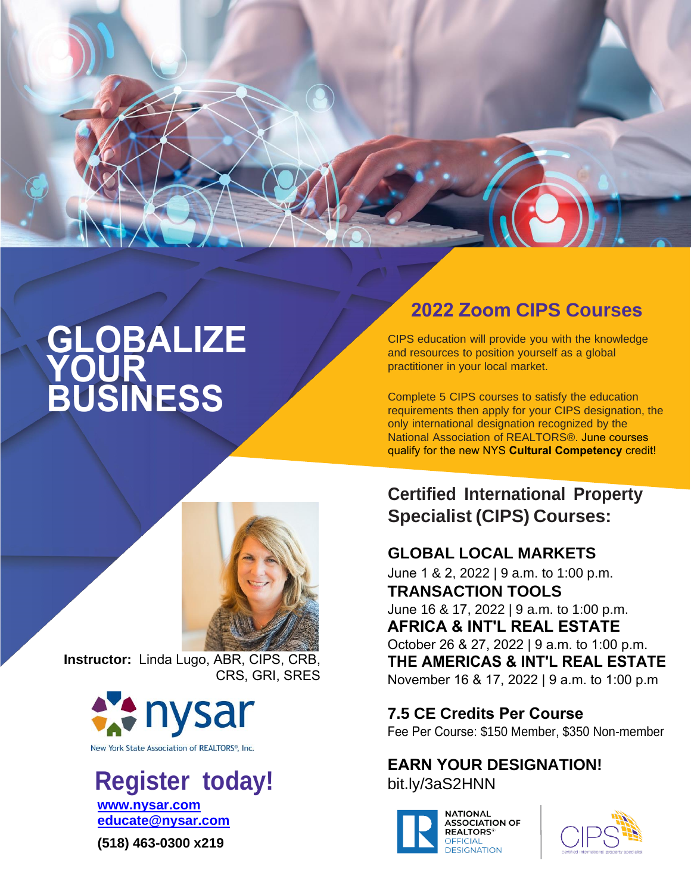# GLOBALIZE YOUR BUSINESS

## 2022 Zoom CIPS Courses

CIPS education will provide you with the knowledge and resources to position yourself as a global practitioner in your local market.

Complete 5 CIPS courses to satisfy the education requirements then apply for your CIPS designation, the only international designation recognized by the National Association of REALTORS®. June courses qualify for the new NYS **Cultural Competency** credit!

**Instructor:** Linda Lugo, ABR, CIPS, CRB, CRS, GRI, SRES

## Certified International Property Specialist (CIPS) Courses:

**GLOBAL LOCAL MARKETS**
June 1 & 2, 2022 | 9 a.m. to 1:00 p.m.

**TRANSACTION TOOLS**
June 16 & 17, 2022 | 9 a.m. to 1:00 p.m.

**AFRICA & INT'L REAL ESTATE**
October 26 & 27, 2022 | 9 a.m. to 1:00 p.m.

**THE AMERICAS & INT'L REAL ESTATE**
November 16 & 17, 2022 | 9 a.m. to 1:00 p.m

**7.5 CE Credits Per Course**
Fee Per Course: $150 Member, $350 Non-member

**EARN YOUR DESIGNATION!**
bit.ly/3aS2HNN

nysar
New York State Association of REALTORS®, Inc.

## Register today!

www.nysar.com
educate@nysar.com
**(518) 463-0300 x219**

NATIONAL ASSOCIATION OF REALTORS® OFFICIAL DESIGNATION

CIPS certified international property specialist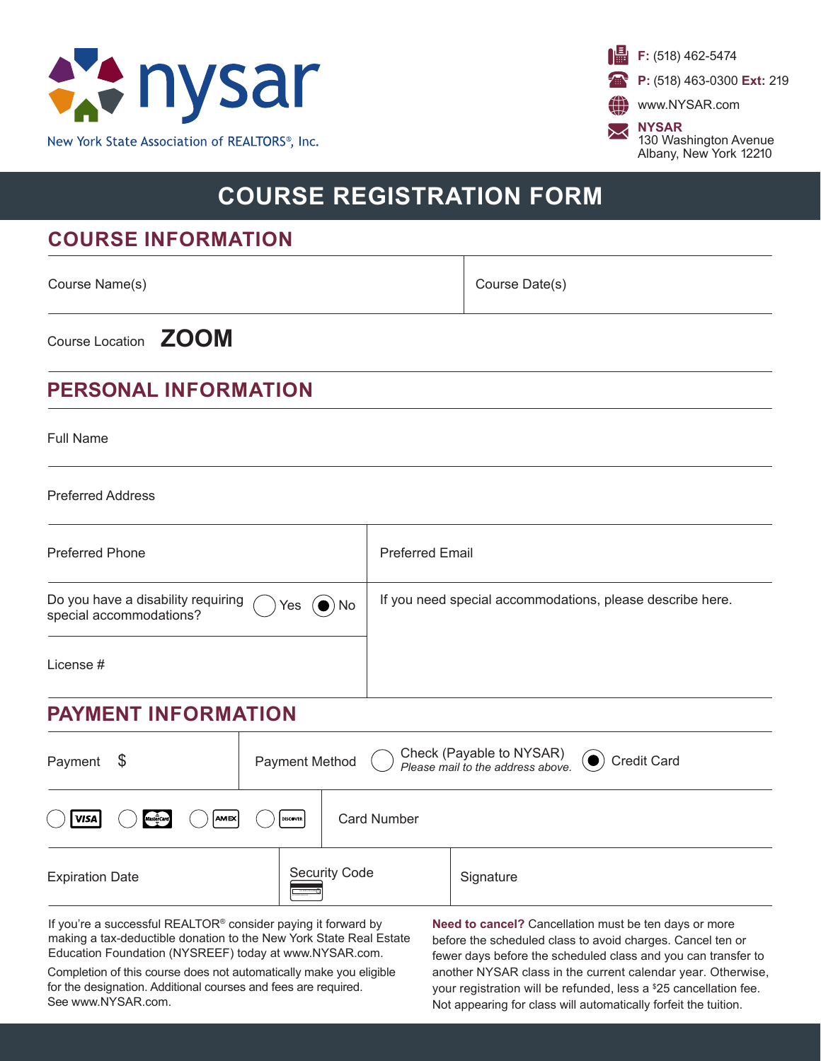nysar

New York State Association of REALTORS®, Inc.

**F:** (518) 462-5474
**P:** (518) 463-0300 **Ext:** 219
www.NYSAR.com
**NYSAR**
130 Washington Avenue
Albany, New York 12210

# COURSE REGISTRATION FORM

## COURSE INFORMATION

| | |
|---|---|
| Course Name(s) | Course Date(s) |

Course Location **ZOOM**

## PERSONAL INFORMATION

Full Name

Preferred Address

| | |
|---|---|
| Preferred Phone | Preferred Email |
| Do you have a disability requiring special accommodations? ○ Yes ◉ No | If you need special accommodations, please describe here. |
| License # | |

## PAYMENT INFORMATION

| | |
|---|---|
| Payment $ | Payment Method ○ Check (Payable to NYSAR) *Please mail to the address above.* ◉ Credit Card |
| ○ VISA ○ MasterCard ○ AMEX ○ DISCOVER | Card Number |

| | | |
|---|---|---|
| Expiration Date | Security Code | Signature |

If you're a successful REALTOR® consider paying it forward by making a tax-deductible donation to the New York State Real Estate Education Foundation (NYSREEF) today at www.NYSAR.com.

Completion of this course does not automatically make you eligible for the designation. Additional courses and fees are required. See www.NYSAR.com.

**Need to cancel?** Cancellation must be ten days or more before the scheduled class to avoid charges. Cancel ten or fewer days before the scheduled class and you can transfer to another NYSAR class in the current calendar year. Otherwise, your registration will be refunded, less a $25 cancellation fee. Not appearing for class will automatically forfeit the tuition.